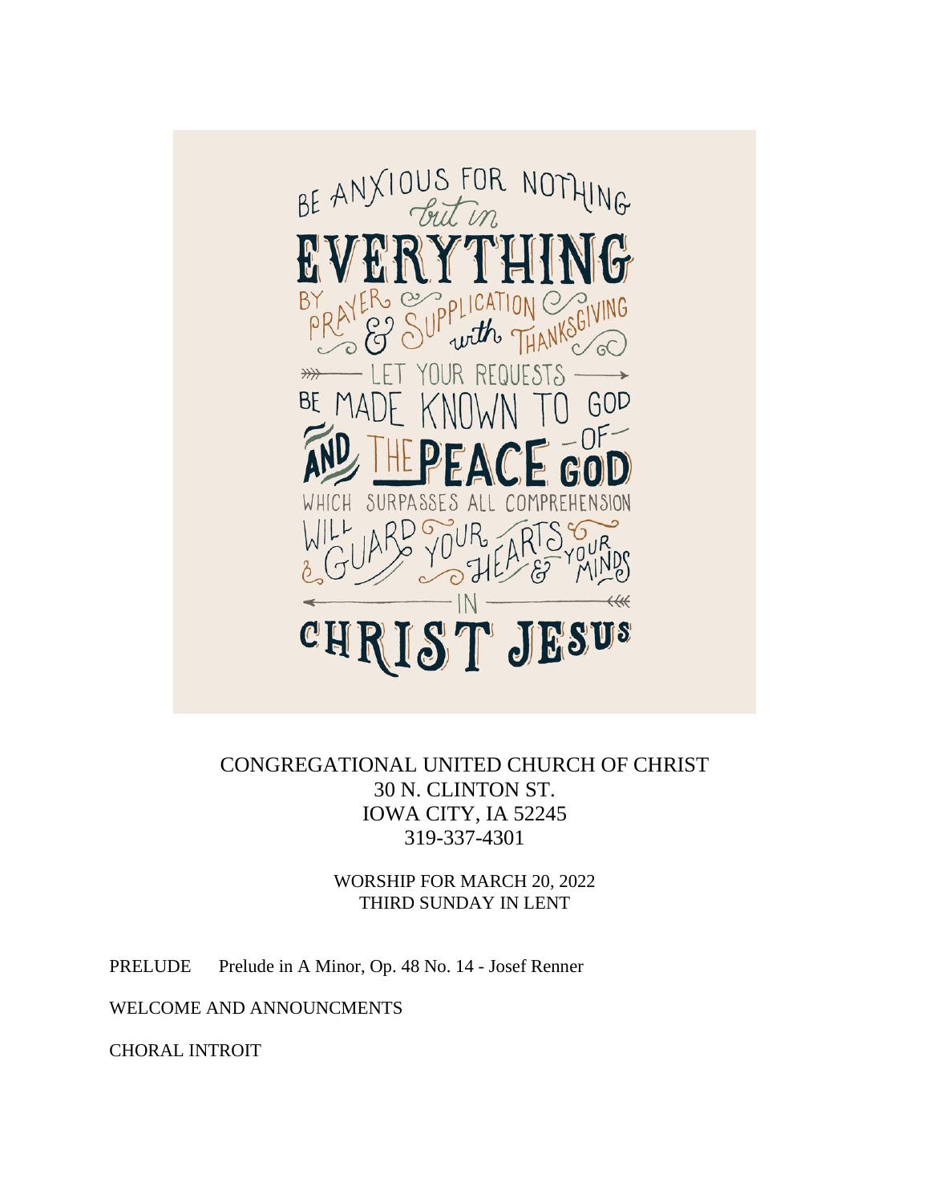BE ANXIOUS FOR NOTHING but in EVERYTHING BY PRAYER & SUPPLICATION with THANKSGIVING LET YOUR REQUESTS BE MADE KNOWN TO GOD AND THE PEACE OF GOD WHICH SURPASSES ALL COMPREHENSION WILL GUARD YOUR HEARTS & YOUR MINDS IN CHRIST JESUS

CONGREGATIONAL UNITED CHURCH OF CHRIST
30 N. CLINTON ST.
IOWA CITY, IA 52245
319-337-4301

WORSHIP FOR MARCH 20, 2022
THIRD SUNDAY IN LENT

PRELUDE Prelude in A Minor, Op. 48 No. 14 - Josef Renner

WELCOME AND ANNOUNCMENTS

CHORAL INTROIT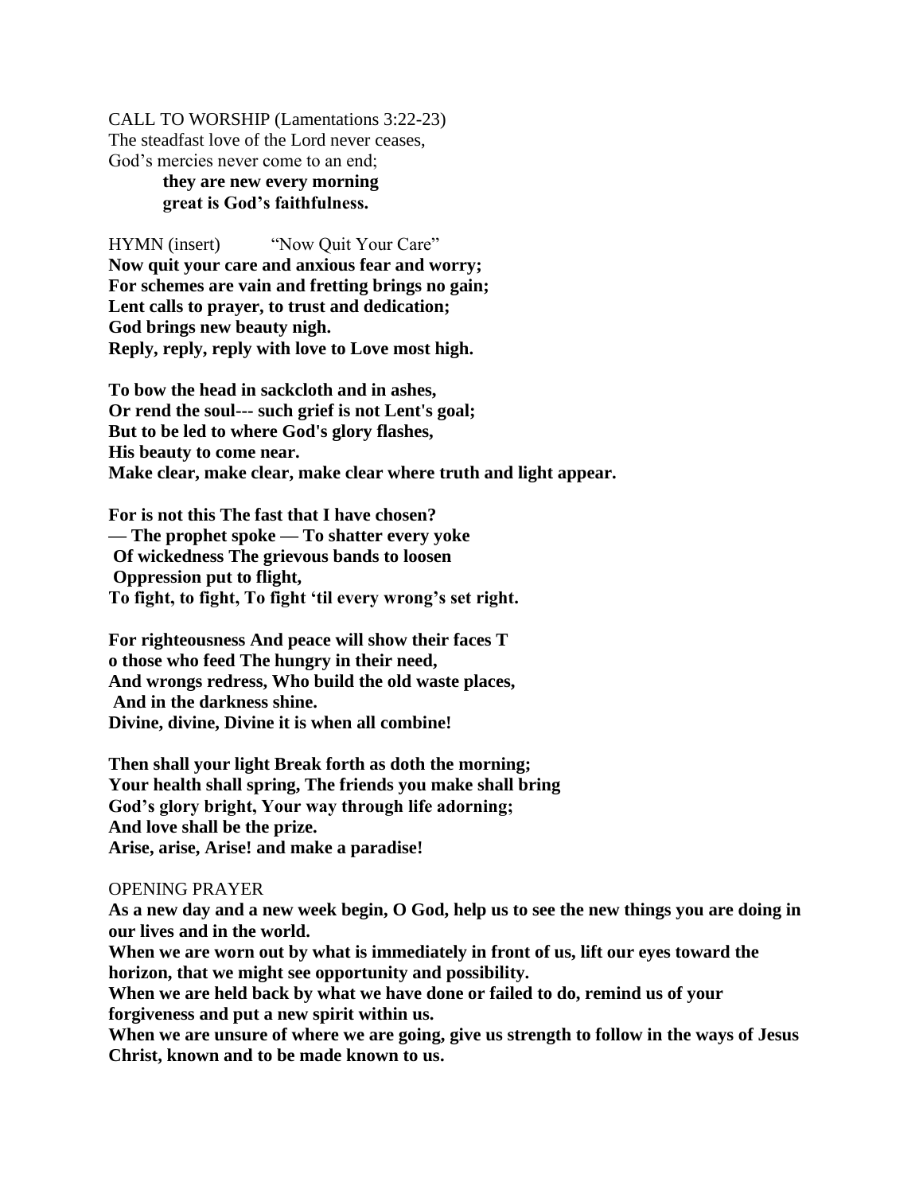CALL TO WORSHIP (Lamentations 3:22-23)
The steadfast love of the Lord never ceases,
God's mercies never come to an end;
**they are new every morning**
**great is God's faithfulness.**

HYMN (insert) "Now Quit Your Care"
**Now quit your care and anxious fear and worry;**
**For schemes are vain and fretting brings no gain;**
**Lent calls to prayer, to trust and dedication;**
**God brings new beauty nigh.**
**Reply, reply, reply with love to Love most high.**

**To bow the head in sackcloth and in ashes,**
**Or rend the soul--- such grief is not Lent's goal;**
**But to be led to where God's glory flashes,**
**His beauty to come near.**
**Make clear, make clear, make clear where truth and light appear.**

**For is not this The fast that I have chosen?**
**— The prophet spoke — To shatter every yoke**
**Of wickedness The grievous bands to loosen**
**Oppression put to flight,**
**To fight, to fight, To fight 'til every wrong's set right.**

**For righteousness And peace will show their faces T**
**o those who feed The hungry in their need,**
**And wrongs redress, Who build the old waste places,**
**And in the darkness shine.**
**Divine, divine, Divine it is when all combine!**

**Then shall your light Break forth as doth the morning;**
**Your health shall spring, The friends you make shall bring**
**God's glory bright, Your way through life adorning;**
**And love shall be the prize.**
**Arise, arise, Arise! and make a paradise!**

OPENING PRAYER
**As a new day and a new week begin, O God, help us to see the new things you are doing in our lives and in the world.**
**When we are worn out by what is immediately in front of us, lift our eyes toward the horizon, that we might see opportunity and possibility.**
**When we are held back by what we have done or failed to do, remind us of your forgiveness and put a new spirit within us.**
**When we are unsure of where we are going, give us strength to follow in the ways of Jesus Christ, known and to be made known to us.**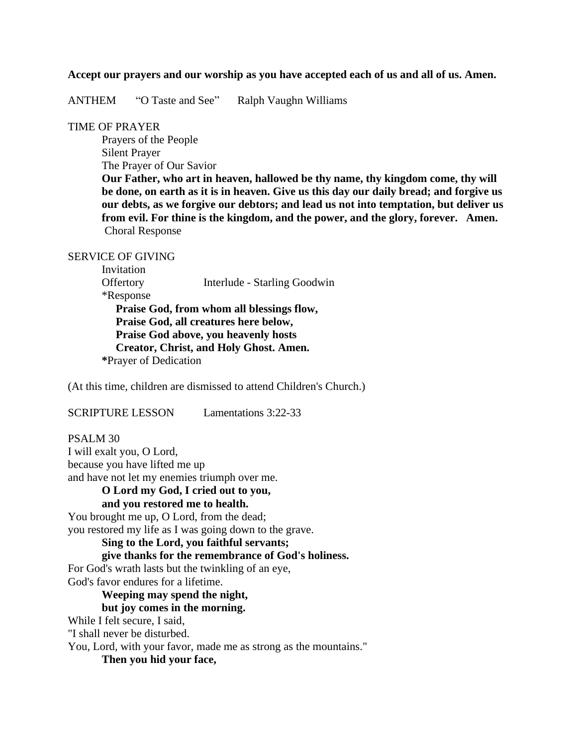**Accept our prayers and our worship as you have accepted each of us and all of us. Amen.**

ANTHEM "O Taste and See" Ralph Vaughn Williams

TIME OF PRAYER

Prayers of the People

Silent Prayer

The Prayer of Our Savior

**Our Father, who art in heaven, hallowed be thy name, thy kingdom come, thy will be done, on earth as it is in heaven. Give us this day our daily bread; and forgive us our debts, as we forgive our debtors; and lead us not into temptation, but deliver us from evil. For thine is the kingdom, and the power, and the glory, forever. Amen.**

Choral Response

SERVICE OF GIVING

Invitation

Offertory Interlude - Starling Goodwin

*Response

**Praise God, from whom all blessings flow,**
**Praise God, all creatures here below,**
**Praise God above, you heavenly hosts**
**Creator, Christ, and Holy Ghost. Amen.**

**\***Prayer of Dedication

(At this time, children are dismissed to attend Children's Church.)

SCRIPTURE LESSON Lamentations 3:22-33

PSALM 30

I will exalt you, O Lord,
because you have lifted me up
and have not let my enemies triumph over me.

**O Lord my God, I cried out to you,**
**and you restored me to health.**

You brought me up, O Lord, from the dead;
you restored my life as I was going down to the grave.

**Sing to the Lord, you faithful servants;**
**give thanks for the remembrance of God's holiness.**

For God's wrath lasts but the twinkling of an eye,
God's favor endures for a lifetime.

**Weeping may spend the night,**
**but joy comes in the morning.**

While I felt secure, I said,
"I shall never be disturbed.
You, Lord, with your favor, made me as strong as the mountains."

**Then you hid your face,**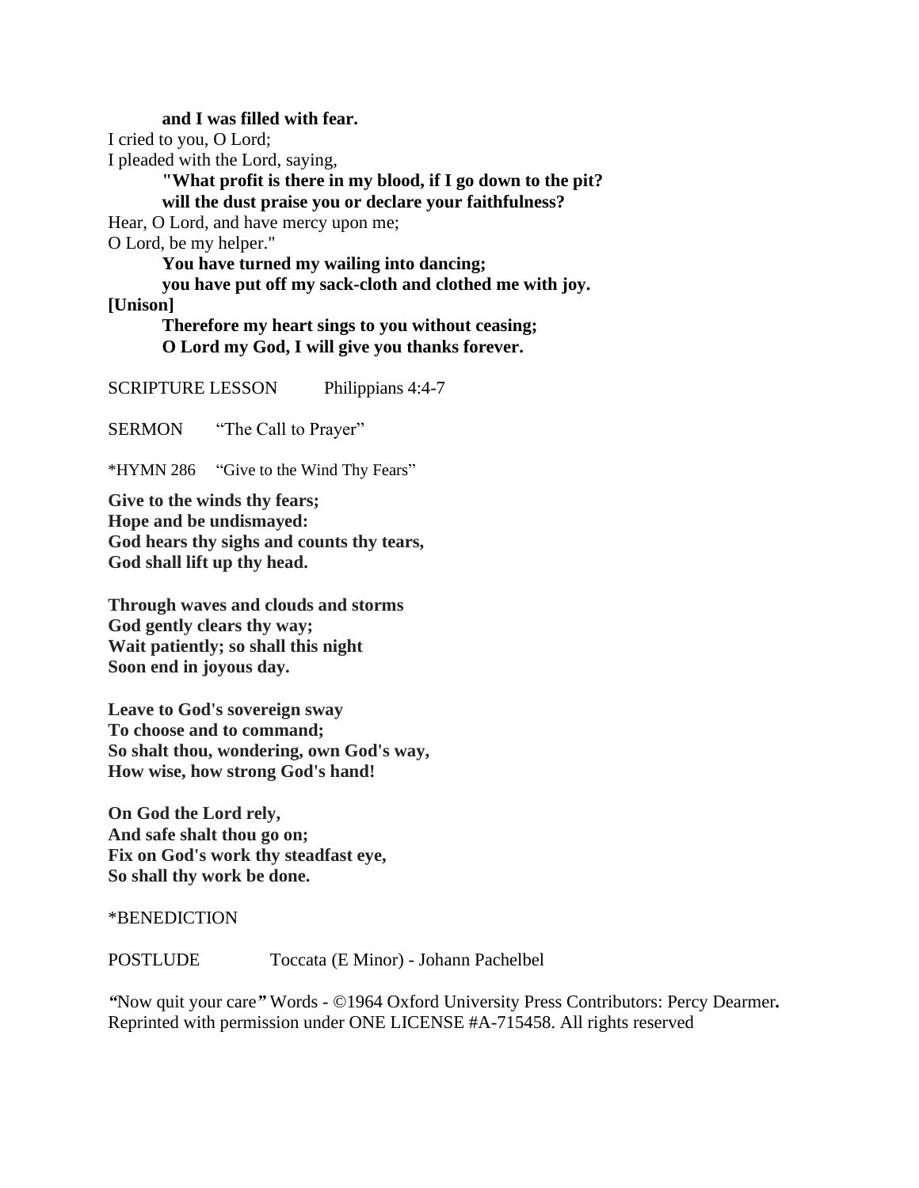**and I was filled with fear.**
I cried to you, O Lord;
I pleaded with the Lord, saying,
**"What profit is there in my blood, if I go down to the pit?**
**will the dust praise you or declare your faithfulness?**
Hear, O Lord, and have mercy upon me;
O Lord, be my helper."
**You have turned my wailing into dancing;**
**you have put off my sack-cloth and clothed me with joy.**
**[Unison]**
**Therefore my heart sings to you without ceasing;**
**O Lord my God, I will give you thanks forever.**

SCRIPTURE LESSON Philippians 4:4-7

SERMON "The Call to Prayer"

*HYMN 286 "Give to the Wind Thy Fears"

**Give to the winds thy fears;**
**Hope and be undismayed:**
**God hears thy sighs and counts thy tears,**
**God shall lift up thy head.**

**Through waves and clouds and storms**
**God gently clears thy way;**
**Wait patiently; so shall this night**
**Soon end in joyous day.**

**Leave to God's sovereign sway**
**To choose and to command;**
**So shalt thou, wondering, own God's way,**
**How wise, how strong God's hand!**

**On God the Lord rely,**
**And safe shalt thou go on;**
**Fix on God's work thy steadfast eye,**
**So shall thy work be done.**

*BENEDICTION

POSTLUDE Toccata (E Minor) - Johann Pachelbel

"Now quit your care" Words - ©1964 Oxford University Press Contributors: Percy Dearmer. Reprinted with permission under ONE LICENSE #A-715458. All rights reserved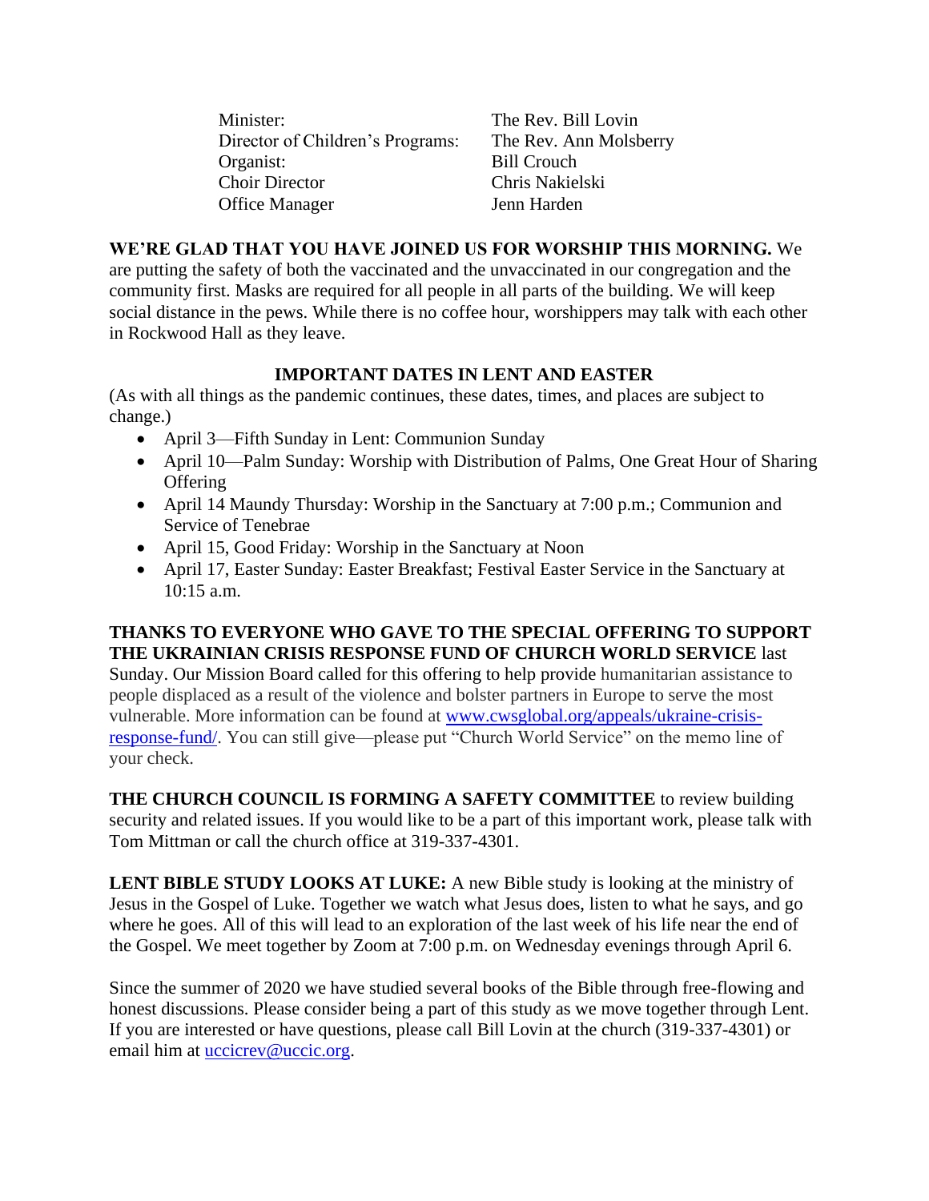| | |
|---|---|
| Minister: | The Rev. Bill Lovin |
| Director of Children's Programs: | The Rev. Ann Molsberry |
| Organist: | Bill Crouch |
| Choir Director | Chris Nakielski |
| Office Manager | Jenn Harden |

**WE'RE GLAD THAT YOU HAVE JOINED US FOR WORSHIP THIS MORNING.** We are putting the safety of both the vaccinated and the unvaccinated in our congregation and the community first. Masks are required for all people in all parts of the building. We will keep social distance in the pews. While there is no coffee hour, worshippers may talk with each other in Rockwood Hall as they leave.

**IMPORTANT DATES IN LENT AND EASTER**

(As with all things as the pandemic continues, these dates, times, and places are subject to change.)

- April 3—Fifth Sunday in Lent: Communion Sunday
- April 10—Palm Sunday: Worship with Distribution of Palms, One Great Hour of Sharing Offering
- April 14 Maundy Thursday: Worship in the Sanctuary at 7:00 p.m.; Communion and Service of Tenebrae
- April 15, Good Friday: Worship in the Sanctuary at Noon
- April 17, Easter Sunday: Easter Breakfast; Festival Easter Service in the Sanctuary at 10:15 a.m.

**THANKS TO EVERYONE WHO GAVE TO THE SPECIAL OFFERING TO SUPPORT THE UKRAINIAN CRISIS RESPONSE FUND OF CHURCH WORLD SERVICE** last Sunday. Our Mission Board called for this offering to help provide humanitarian assistance to people displaced as a result of the violence and bolster partners in Europe to serve the most vulnerable. More information can be found at www.cwsglobal.org/appeals/ukraine-crisis-response-fund/. You can still give—please put "Church World Service" on the memo line of your check.

**THE CHURCH COUNCIL IS FORMING A SAFETY COMMITTEE** to review building security and related issues. If you would like to be a part of this important work, please talk with Tom Mittman or call the church office at 319-337-4301.

**LENT BIBLE STUDY LOOKS AT LUKE:** A new Bible study is looking at the ministry of Jesus in the Gospel of Luke. Together we watch what Jesus does, listen to what he says, and go where he goes. All of this will lead to an exploration of the last week of his life near the end of the Gospel. We meet together by Zoom at 7:00 p.m. on Wednesday evenings through April 6.

Since the summer of 2020 we have studied several books of the Bible through free-flowing and honest discussions. Please consider being a part of this study as we move together through Lent. If you are interested or have questions, please call Bill Lovin at the church (319-337-4301) or email him at uccicrev@uccic.org.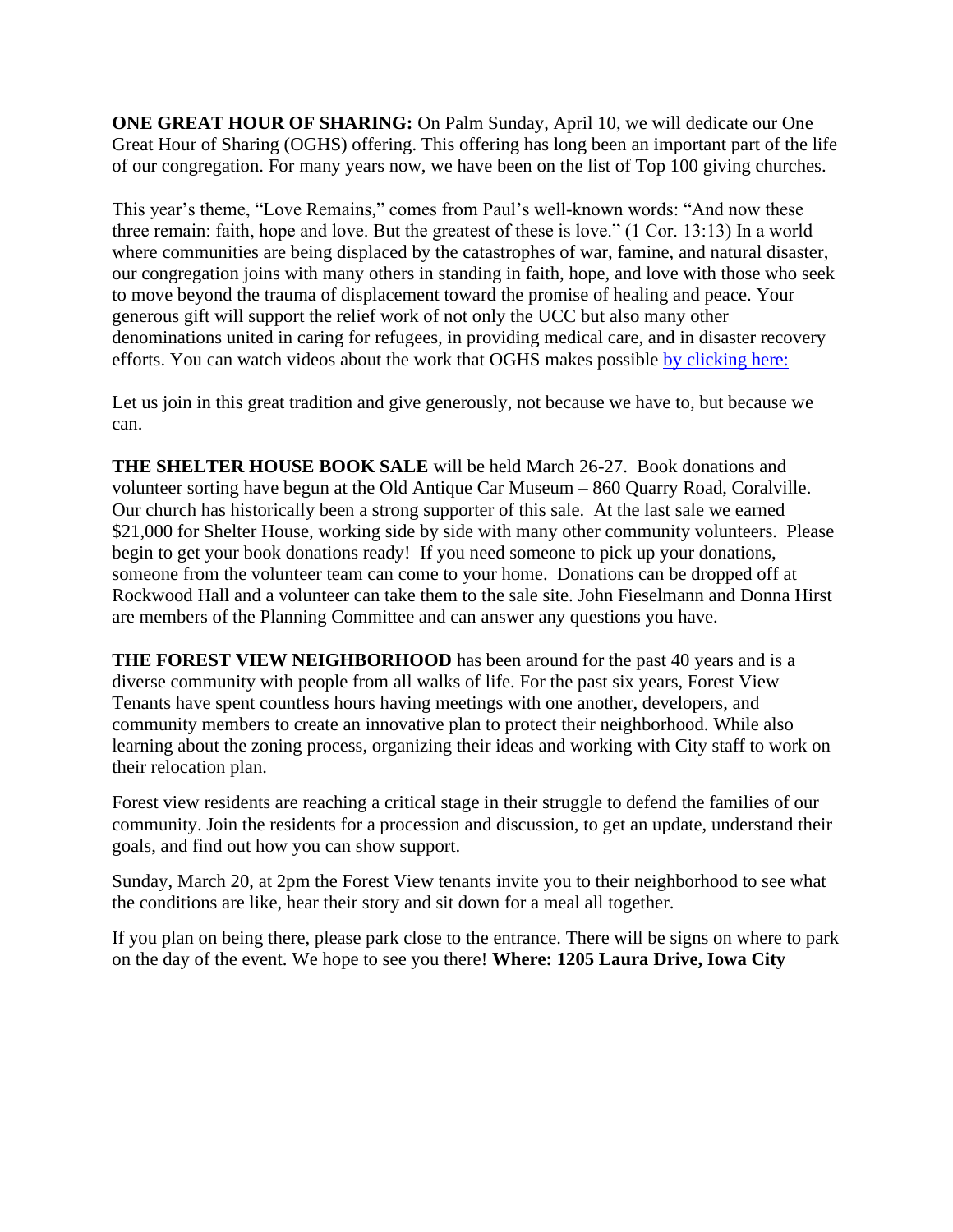**ONE GREAT HOUR OF SHARING:** On Palm Sunday, April 10, we will dedicate our One Great Hour of Sharing (OGHS) offering. This offering has long been an important part of the life of our congregation. For many years now, we have been on the list of Top 100 giving churches.

This year's theme, "Love Remains," comes from Paul's well-known words: "And now these three remain: faith, hope and love. But the greatest of these is love." (1 Cor. 13:13) In a world where communities are being displaced by the catastrophes of war, famine, and natural disaster, our congregation joins with many others in standing in faith, hope, and love with those who seek to move beyond the trauma of displacement toward the promise of healing and peace. Your generous gift will support the relief work of not only the UCC but also many other denominations united in caring for refugees, in providing medical care, and in disaster recovery efforts. You can watch videos about the work that OGHS makes possible by clicking here:

Let us join in this great tradition and give generously, not because we have to, but because we can.

**THE SHELTER HOUSE BOOK SALE** will be held March 26-27. Book donations and volunteer sorting have begun at the Old Antique Car Museum – 860 Quarry Road, Coralville. Our church has historically been a strong supporter of this sale. At the last sale we earned $21,000 for Shelter House, working side by side with many other community volunteers. Please begin to get your book donations ready! If you need someone to pick up your donations, someone from the volunteer team can come to your home. Donations can be dropped off at Rockwood Hall and a volunteer can take them to the sale site. John Fieselmann and Donna Hirst are members of the Planning Committee and can answer any questions you have.

**THE FOREST VIEW NEIGHBORHOOD** has been around for the past 40 years and is a diverse community with people from all walks of life. For the past six years, Forest View Tenants have spent countless hours having meetings with one another, developers, and community members to create an innovative plan to protect their neighborhood. While also learning about the zoning process, organizing their ideas and working with City staff to work on their relocation plan.

Forest view residents are reaching a critical stage in their struggle to defend the families of our community. Join the residents for a procession and discussion, to get an update, understand their goals, and find out how you can show support.

Sunday, March 20, at 2pm the Forest View tenants invite you to their neighborhood to see what the conditions are like, hear their story and sit down for a meal all together.

If you plan on being there, please park close to the entrance. There will be signs on where to park on the day of the event. We hope to see you there! **Where: 1205 Laura Drive, Iowa City**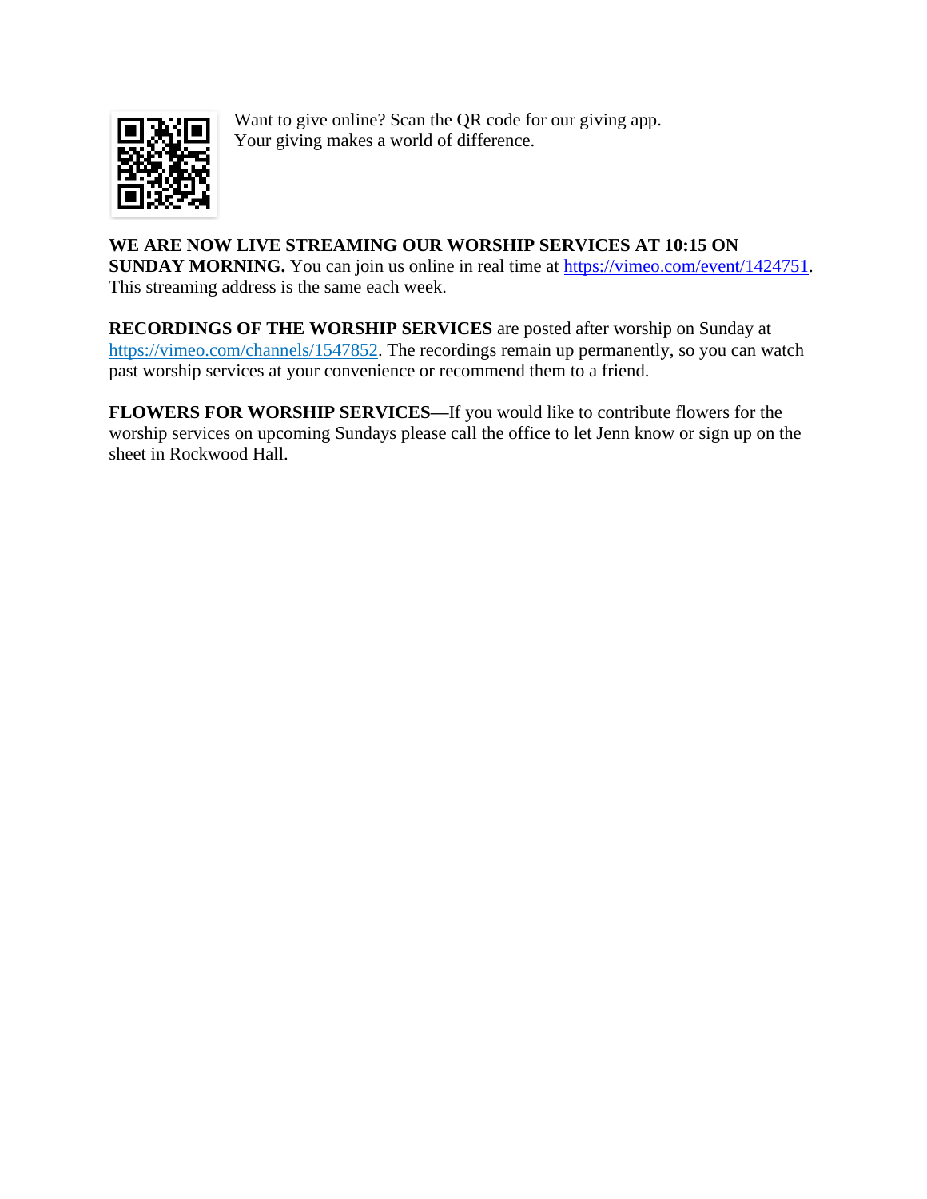Want to give online? Scan the QR code for our giving app. Your giving makes a world of difference.

**WE ARE NOW LIVE STREAMING OUR WORSHIP SERVICES AT 10:15 ON SUNDAY MORNING.** You can join us online in real time at https://vimeo.com/event/1424751. This streaming address is the same each week.

**RECORDINGS OF THE WORSHIP SERVICES** are posted after worship on Sunday at https://vimeo.com/channels/1547852. The recordings remain up permanently, so you can watch past worship services at your convenience or recommend them to a friend.

**FLOWERS FOR WORSHIP SERVICES**—If you would like to contribute flowers for the worship services on upcoming Sundays please call the office to let Jenn know or sign up on the sheet in Rockwood Hall.